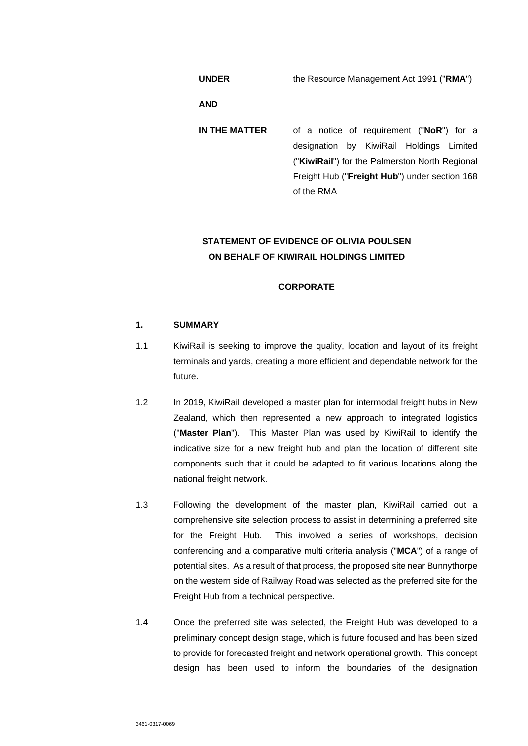**UNDER** the Resource Management Act 1991 ("**RMA**")

**AND**

**IN THE MATTER** of a notice of requirement ("**NoR**") for a designation by KiwiRail Holdings Limited ("**KiwiRail**") for the Palmerston North Regional Freight Hub ("**Freight Hub**") under section 168 of the RMA

**STATEMENT OF EVIDENCE OF OLIVIA POULSEN ON BEHALF OF KIWIRAIL HOLDINGS LIMITED**

**CORPORATE**

## 1. SUMMARY

1.1 KiwiRail is seeking to improve the quality, location and layout of its freight terminals and yards, creating a more efficient and dependable network for the future.

1.2 In 2019, KiwiRail developed a master plan for intermodal freight hubs in New Zealand, which then represented a new approach to integrated logistics ("**Master Plan**"). This Master Plan was used by KiwiRail to identify the indicative size for a new freight hub and plan the location of different site components such that it could be adapted to fit various locations along the national freight network.

1.3 Following the development of the master plan, KiwiRail carried out a comprehensive site selection process to assist in determining a preferred site for the Freight Hub. This involved a series of workshops, decision conferencing and a comparative multi criteria analysis ("**MCA**") of a range of potential sites. As a result of that process, the proposed site near Bunnythorpe on the western side of Railway Road was selected as the preferred site for the Freight Hub from a technical perspective.

1.4 Once the preferred site was selected, the Freight Hub was developed to a preliminary concept design stage, which is future focused and has been sized to provide for forecasted freight and network operational growth. This concept design has been used to inform the boundaries of the designation

3461-0317-0069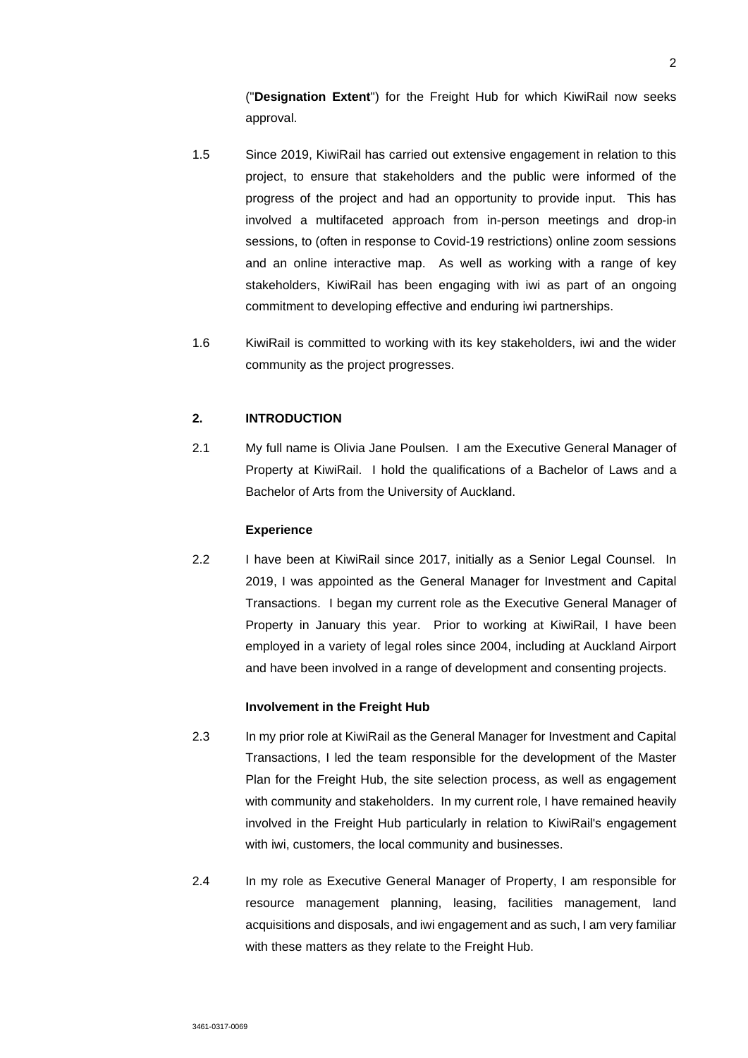("**Designation Extent**") for the Freight Hub for which KiwiRail now seeks approval.

1.5 Since 2019, KiwiRail has carried out extensive engagement in relation to this project, to ensure that stakeholders and the public were informed of the progress of the project and had an opportunity to provide input. This has involved a multifaceted approach from in-person meetings and drop-in sessions, to (often in response to Covid-19 restrictions) online zoom sessions and an online interactive map. As well as working with a range of key stakeholders, KiwiRail has been engaging with iwi as part of an ongoing commitment to developing effective and enduring iwi partnerships.

1.6 KiwiRail is committed to working with its key stakeholders, iwi and the wider community as the project progresses.

## 2. INTRODUCTION

2.1 My full name is Olivia Jane Poulsen. I am the Executive General Manager of Property at KiwiRail. I hold the qualifications of a Bachelor of Laws and a Bachelor of Arts from the University of Auckland.

### Experience

2.2 I have been at KiwiRail since 2017, initially as a Senior Legal Counsel. In 2019, I was appointed as the General Manager for Investment and Capital Transactions. I began my current role as the Executive General Manager of Property in January this year. Prior to working at KiwiRail, I have been employed in a variety of legal roles since 2004, including at Auckland Airport and have been involved in a range of development and consenting projects.

### Involvement in the Freight Hub

2.3 In my prior role at KiwiRail as the General Manager for Investment and Capital Transactions, I led the team responsible for the development of the Master Plan for the Freight Hub, the site selection process, as well as engagement with community and stakeholders. In my current role, I have remained heavily involved in the Freight Hub particularly in relation to KiwiRail's engagement with iwi, customers, the local community and businesses.

2.4 In my role as Executive General Manager of Property, I am responsible for resource management planning, leasing, facilities management, land acquisitions and disposals, and iwi engagement and as such, I am very familiar with these matters as they relate to the Freight Hub.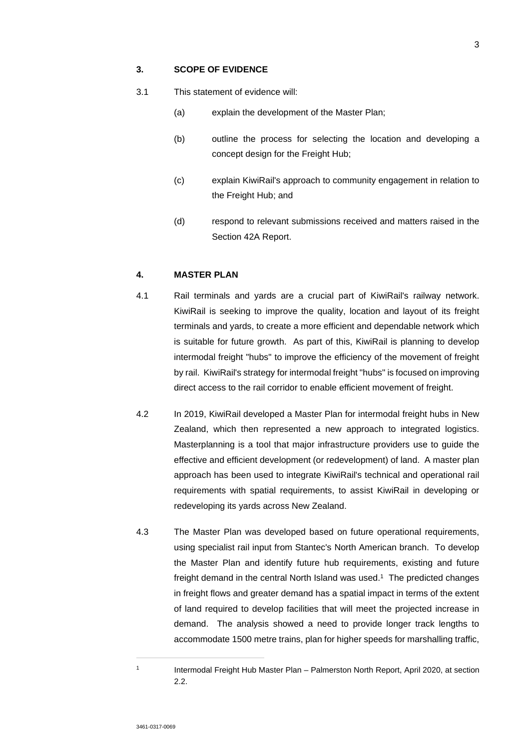## 3. SCOPE OF EVIDENCE

3.1 This statement of evidence will:

(a) explain the development of the Master Plan;

(b) outline the process for selecting the location and developing a concept design for the Freight Hub;

(c) explain KiwiRail's approach to community engagement in relation to the Freight Hub; and

(d) respond to relevant submissions received and matters raised in the Section 42A Report.

## 4. MASTER PLAN

4.1 Rail terminals and yards are a crucial part of KiwiRail's railway network. KiwiRail is seeking to improve the quality, location and layout of its freight terminals and yards, to create a more efficient and dependable network which is suitable for future growth. As part of this, KiwiRail is planning to develop intermodal freight "hubs" to improve the efficiency of the movement of freight by rail. KiwiRail's strategy for intermodal freight "hubs" is focused on improving direct access to the rail corridor to enable efficient movement of freight.

4.2 In 2019, KiwiRail developed a Master Plan for intermodal freight hubs in New Zealand, which then represented a new approach to integrated logistics. Masterplanning is a tool that major infrastructure providers use to guide the effective and efficient development (or redevelopment) of land. A master plan approach has been used to integrate KiwiRail's technical and operational rail requirements with spatial requirements, to assist KiwiRail in developing or redeveloping its yards across New Zealand.

4.3 The Master Plan was developed based on future operational requirements, using specialist rail input from Stantec's North American branch. To develop the Master Plan and identify future hub requirements, existing and future freight demand in the central North Island was used.[1] The predicted changes in freight flows and greater demand has a spatial impact in terms of the extent of land required to develop facilities that will meet the projected increase in demand. The analysis showed a need to provide longer track lengths to accommodate 1500 metre trains, plan for higher speeds for marshalling traffic,

[1] Intermodal Freight Hub Master Plan – Palmerston North Report, April 2020, at section 2.2.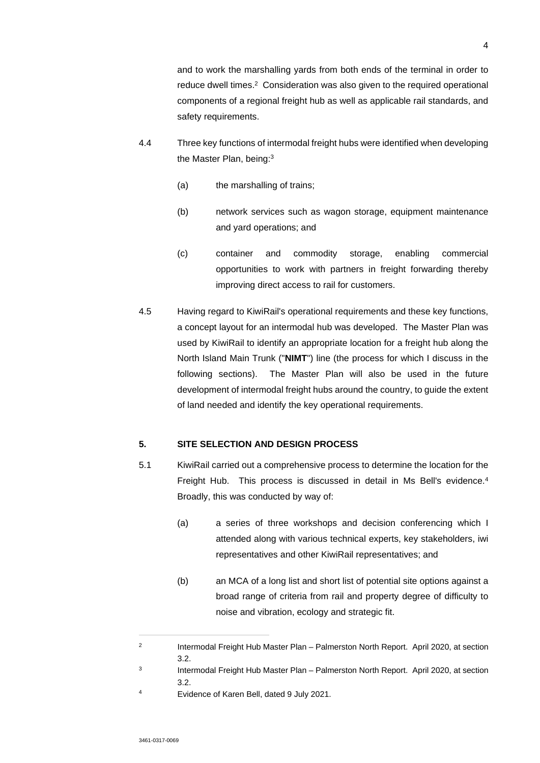and to work the marshalling yards from both ends of the terminal in order to reduce dwell times.[2] Consideration was also given to the required operational components of a regional freight hub as well as applicable rail standards, and safety requirements.

4.4 Three key functions of intermodal freight hubs were identified when developing the Master Plan, being:[3]

(a) the marshalling of trains;

(b) network services such as wagon storage, equipment maintenance and yard operations; and

(c) container and commodity storage, enabling commercial opportunities to work with partners in freight forwarding thereby improving direct access to rail for customers.

4.5 Having regard to KiwiRail's operational requirements and these key functions, a concept layout for an intermodal hub was developed. The Master Plan was used by KiwiRail to identify an appropriate location for a freight hub along the North Island Main Trunk ("**NIMT**") line (the process for which I discuss in the following sections). The Master Plan will also be used in the future development of intermodal freight hubs around the country, to guide the extent of land needed and identify the key operational requirements.

## 5. SITE SELECTION AND DESIGN PROCESS

5.1 KiwiRail carried out a comprehensive process to determine the location for the Freight Hub. This process is discussed in detail in Ms Bell's evidence.[4] Broadly, this was conducted by way of:

(a) a series of three workshops and decision conferencing which I attended along with various technical experts, key stakeholders, iwi representatives and other KiwiRail representatives; and

(b) an MCA of a long list and short list of potential site options against a broad range of criteria from rail and property degree of difficulty to noise and vibration, ecology and strategic fit.

---

[2] Intermodal Freight Hub Master Plan – Palmerston North Report. April 2020, at section 3.2.

[3] Intermodal Freight Hub Master Plan – Palmerston North Report. April 2020, at section 3.2.

[4] Evidence of Karen Bell, dated 9 July 2021.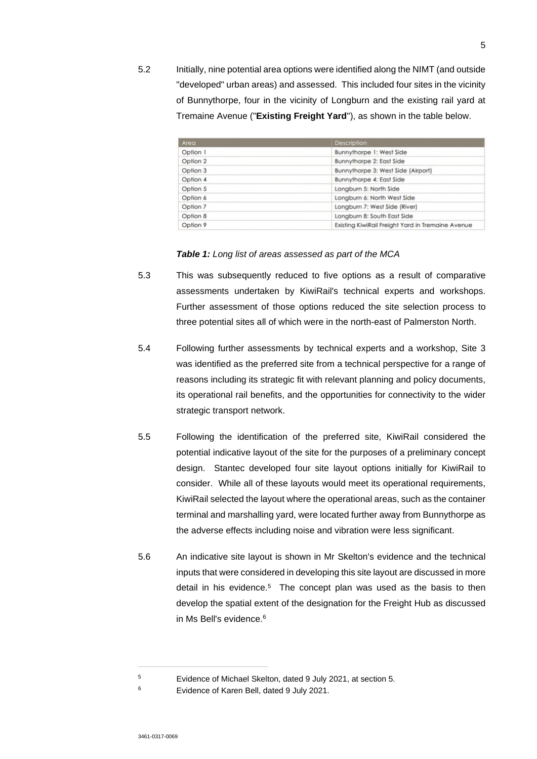5.2 Initially, nine potential area options were identified along the NIMT (and outside "developed" urban areas) and assessed. This included four sites in the vicinity of Bunnythorpe, four in the vicinity of Longburn and the existing rail yard at Tremaine Avenue ("**Existing Freight Yard**"), as shown in the table below.

| Area | Description |
|---|---|
| Option 1 | Bunnythorpe 1: West Side |
| Option 2 | Bunnythorpe 2: East Side |
| Option 3 | Bunnythorpe 3: West Side (Airport) |
| Option 4 | Bunnythorpe 4: East Side |
| Option 5 | Longburn 5: North Side |
| Option 6 | Longburn 6: North West Side |
| Option 7 | Longburn 7: West Side (River) |
| Option 8 | Longburn 8: South East Side |
| Option 9 | Existing KiwiRail Freight Yard in Tremaine Avenue |

***Table 1:*** *Long list of areas assessed as part of the MCA*

5.3 This was subsequently reduced to five options as a result of comparative assessments undertaken by KiwiRail's technical experts and workshops. Further assessment of those options reduced the site selection process to three potential sites all of which were in the north-east of Palmerston North.

5.4 Following further assessments by technical experts and a workshop, Site 3 was identified as the preferred site from a technical perspective for a range of reasons including its strategic fit with relevant planning and policy documents, its operational rail benefits, and the opportunities for connectivity to the wider strategic transport network.

5.5 Following the identification of the preferred site, KiwiRail considered the potential indicative layout of the site for the purposes of a preliminary concept design. Stantec developed four site layout options initially for KiwiRail to consider. While all of these layouts would meet its operational requirements, KiwiRail selected the layout where the operational areas, such as the container terminal and marshalling yard, were located further away from Bunnythorpe as the adverse effects including noise and vibration were less significant.

5.6 An indicative site layout is shown in Mr Skelton's evidence and the technical inputs that were considered in developing this site layout are discussed in more detail in his evidence.[5] The concept plan was used as the basis to then develop the spatial extent of the designation for the Freight Hub as discussed in Ms Bell's evidence.[6]

[5] Evidence of Michael Skelton, dated 9 July 2021, at section 5.

[6] Evidence of Karen Bell, dated 9 July 2021.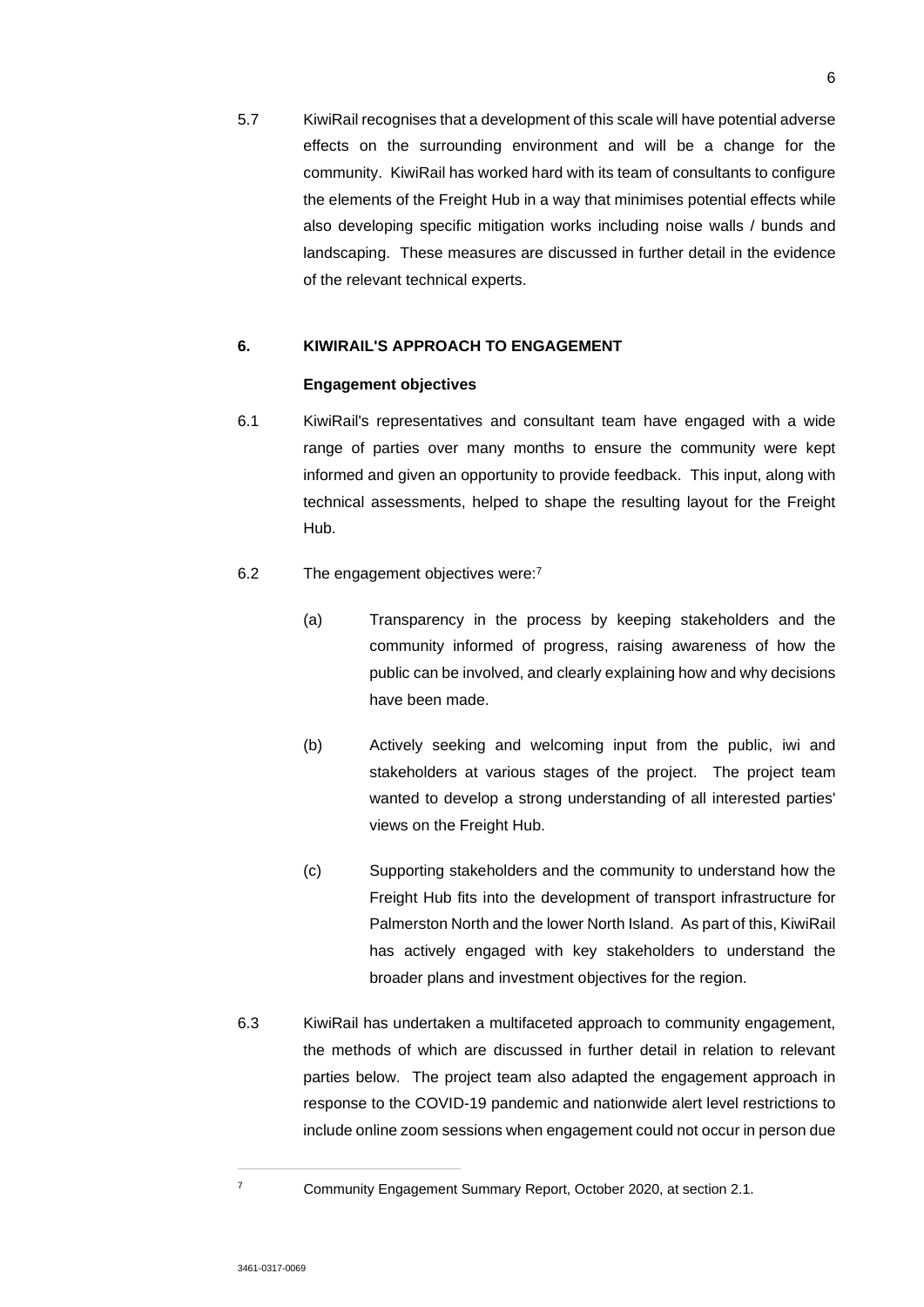5.7 KiwiRail recognises that a development of this scale will have potential adverse effects on the surrounding environment and will be a change for the community. KiwiRail has worked hard with its team of consultants to configure the elements of the Freight Hub in a way that minimises potential effects while also developing specific mitigation works including noise walls / bunds and landscaping. These measures are discussed in further detail in the evidence of the relevant technical experts.

## 6. KIWIRAIL'S APPROACH TO ENGAGEMENT

### Engagement objectives

6.1 KiwiRail's representatives and consultant team have engaged with a wide range of parties over many months to ensure the community were kept informed and given an opportunity to provide feedback. This input, along with technical assessments, helped to shape the resulting layout for the Freight Hub.

6.2 The engagement objectives were:[7]

(a) Transparency in the process by keeping stakeholders and the community informed of progress, raising awareness of how the public can be involved, and clearly explaining how and why decisions have been made.

(b) Actively seeking and welcoming input from the public, iwi and stakeholders at various stages of the project. The project team wanted to develop a strong understanding of all interested parties' views on the Freight Hub.

(c) Supporting stakeholders and the community to understand how the Freight Hub fits into the development of transport infrastructure for Palmerston North and the lower North Island. As part of this, KiwiRail has actively engaged with key stakeholders to understand the broader plans and investment objectives for the region.

6.3 KiwiRail has undertaken a multifaceted approach to community engagement, the methods of which are discussed in further detail in relation to relevant parties below. The project team also adapted the engagement approach in response to the COVID-19 pandemic and nationwide alert level restrictions to include online zoom sessions when engagement could not occur in person due

---

[7] Community Engagement Summary Report, October 2020, at section 2.1.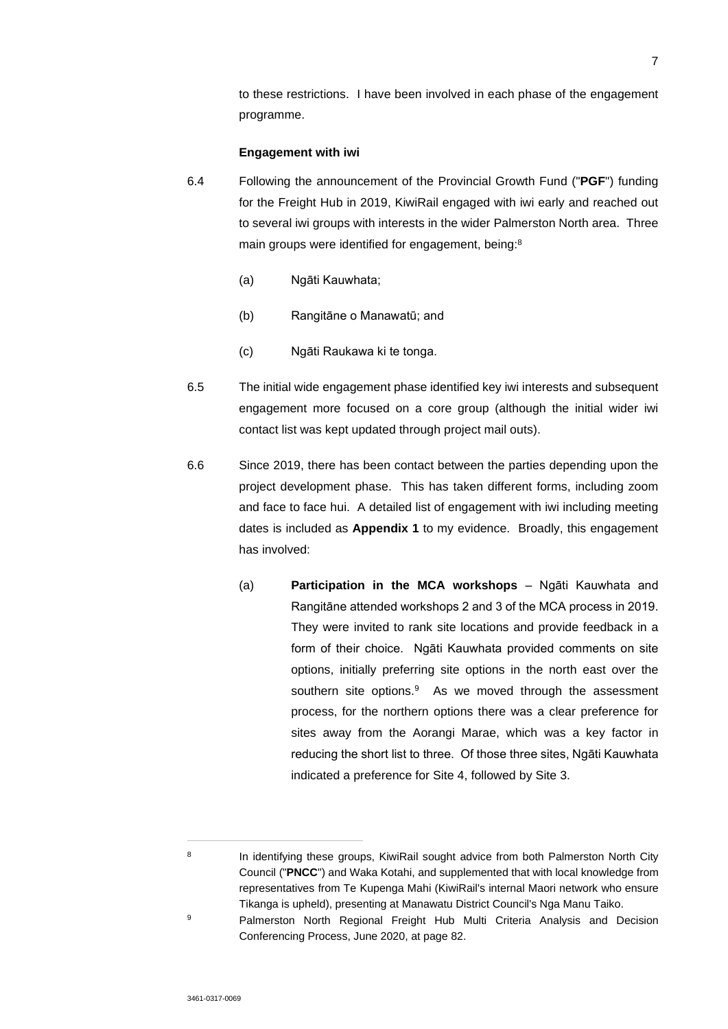to these restrictions. I have been involved in each phase of the engagement programme.

**Engagement with iwi**

6.4 Following the announcement of the Provincial Growth Fund ("**PGF**") funding for the Freight Hub in 2019, KiwiRail engaged with iwi early and reached out to several iwi groups with interests in the wider Palmerston North area. Three main groups were identified for engagement, being:[8]

(a) Ngāti Kauwhata;

(b) Rangitāne o Manawatū; and

(c) Ngāti Raukawa ki te tonga.

6.5 The initial wide engagement phase identified key iwi interests and subsequent engagement more focused on a core group (although the initial wider iwi contact list was kept updated through project mail outs).

6.6 Since 2019, there has been contact between the parties depending upon the project development phase. This has taken different forms, including zoom and face to face hui. A detailed list of engagement with iwi including meeting dates is included as **Appendix 1** to my evidence. Broadly, this engagement has involved:

(a) **Participation in the MCA workshops** – Ngāti Kauwhata and Rangitāne attended workshops 2 and 3 of the MCA process in 2019. They were invited to rank site locations and provide feedback in a form of their choice. Ngāti Kauwhata provided comments on site options, initially preferring site options in the north east over the southern site options.[9] As we moved through the assessment process, for the northern options there was a clear preference for sites away from the Aorangi Marae, which was a key factor in reducing the short list to three. Of those three sites, Ngāti Kauwhata indicated a preference for Site 4, followed by Site 3.

---

[8] In identifying these groups, KiwiRail sought advice from both Palmerston North City Council ("**PNCC**") and Waka Kotahi, and supplemented that with local knowledge from representatives from Te Kupenga Mahi (KiwiRail's internal Maori network who ensure Tikanga is upheld), presenting at Manawatu District Council's Nga Manu Taiko.

[9] Palmerston North Regional Freight Hub Multi Criteria Analysis and Decision Conferencing Process, June 2020, at page 82.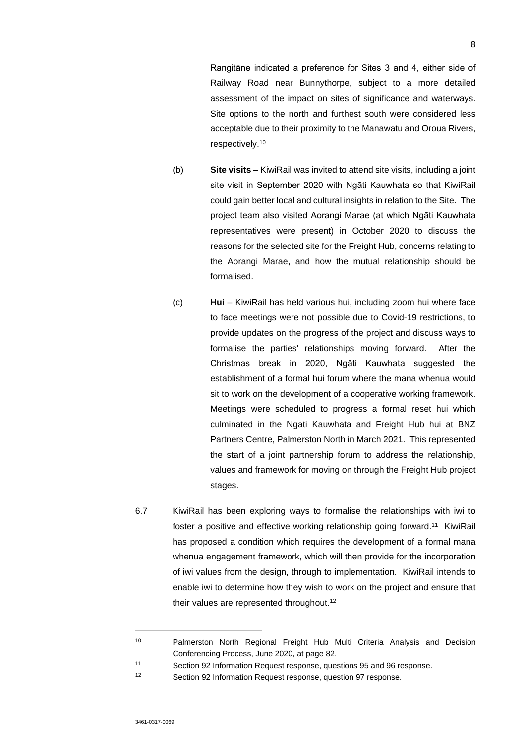Rangitāne indicated a preference for Sites 3 and 4, either side of Railway Road near Bunnythorpe, subject to a more detailed assessment of the impact on sites of significance and waterways. Site options to the north and furthest south were considered less acceptable due to their proximity to the Manawatu and Oroua Rivers, respectively.[10]

(b) **Site visits** – KiwiRail was invited to attend site visits, including a joint site visit in September 2020 with Ngāti Kauwhata so that KiwiRail could gain better local and cultural insights in relation to the Site. The project team also visited Aorangi Marae (at which Ngāti Kauwhata representatives were present) in October 2020 to discuss the reasons for the selected site for the Freight Hub, concerns relating to the Aorangi Marae, and how the mutual relationship should be formalised.

(c) **Hui** – KiwiRail has held various hui, including zoom hui where face to face meetings were not possible due to Covid-19 restrictions, to provide updates on the progress of the project and discuss ways to formalise the parties' relationships moving forward. After the Christmas break in 2020, Ngāti Kauwhata suggested the establishment of a formal hui forum where the mana whenua would sit to work on the development of a cooperative working framework. Meetings were scheduled to progress a formal reset hui which culminated in the Ngati Kauwhata and Freight Hub hui at BNZ Partners Centre, Palmerston North in March 2021. This represented the start of a joint partnership forum to address the relationship, values and framework for moving on through the Freight Hub project stages.

6.7 KiwiRail has been exploring ways to formalise the relationships with iwi to foster a positive and effective working relationship going forward.[11] KiwiRail has proposed a condition which requires the development of a formal mana whenua engagement framework, which will then provide for the incorporation of iwi values from the design, through to implementation. KiwiRail intends to enable iwi to determine how they wish to work on the project and ensure that their values are represented throughout.[12]

---

[10] Palmerston North Regional Freight Hub Multi Criteria Analysis and Decision Conferencing Process, June 2020, at page 82.

[11] Section 92 Information Request response, questions 95 and 96 response.

[12] Section 92 Information Request response, question 97 response.

3461-0317-0069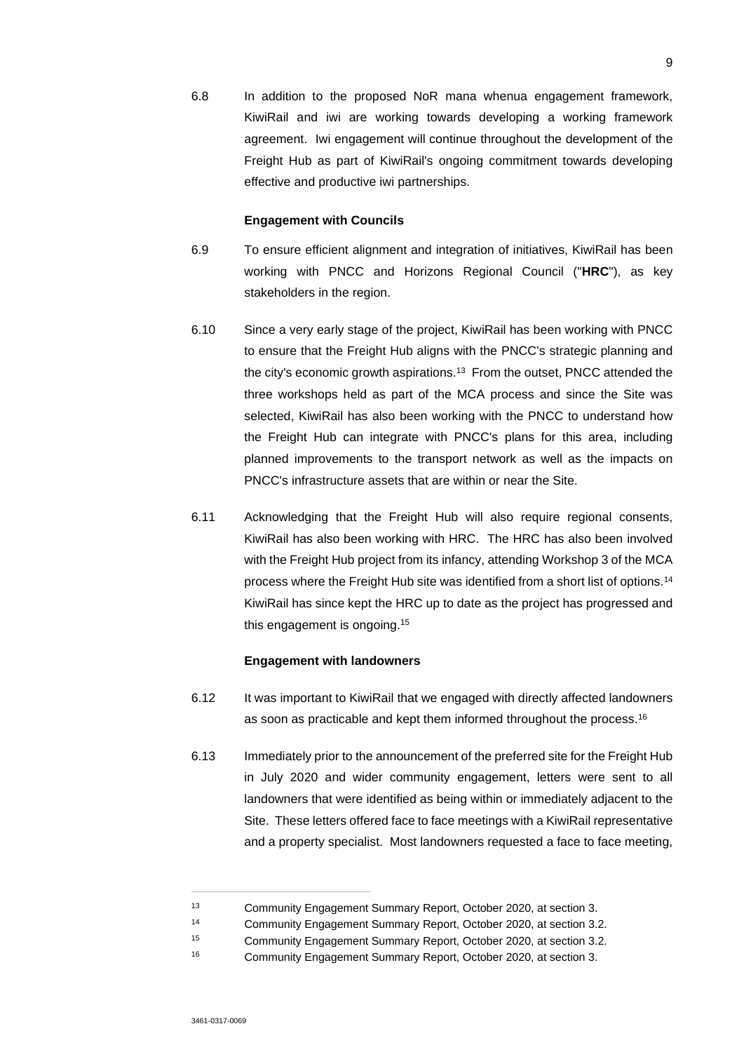6.8 In addition to the proposed NoR mana whenua engagement framework, KiwiRail and iwi are working towards developing a working framework agreement. Iwi engagement will continue throughout the development of the Freight Hub as part of KiwiRail's ongoing commitment towards developing effective and productive iwi partnerships.

**Engagement with Councils**

6.9 To ensure efficient alignment and integration of initiatives, KiwiRail has been working with PNCC and Horizons Regional Council ("**HRC**"), as key stakeholders in the region.

6.10 Since a very early stage of the project, KiwiRail has been working with PNCC to ensure that the Freight Hub aligns with the PNCC's strategic planning and the city's economic growth aspirations.[13] From the outset, PNCC attended the three workshops held as part of the MCA process and since the Site was selected, KiwiRail has also been working with the PNCC to understand how the Freight Hub can integrate with PNCC's plans for this area, including planned improvements to the transport network as well as the impacts on PNCC's infrastructure assets that are within or near the Site.

6.11 Acknowledging that the Freight Hub will also require regional consents, KiwiRail has also been working with HRC. The HRC has also been involved with the Freight Hub project from its infancy, attending Workshop 3 of the MCA process where the Freight Hub site was identified from a short list of options.[14] KiwiRail has since kept the HRC up to date as the project has progressed and this engagement is ongoing.[15]

**Engagement with landowners**

6.12 It was important to KiwiRail that we engaged with directly affected landowners as soon as practicable and kept them informed throughout the process.[16]

6.13 Immediately prior to the announcement of the preferred site for the Freight Hub in July 2020 and wider community engagement, letters were sent to all landowners that were identified as being within or immediately adjacent to the Site. These letters offered face to face meetings with a KiwiRail representative and a property specialist. Most landowners requested a face to face meeting,

---

13 Community Engagement Summary Report, October 2020, at section 3.

14 Community Engagement Summary Report, October 2020, at section 3.2.

15 Community Engagement Summary Report, October 2020, at section 3.2.

16 Community Engagement Summary Report, October 2020, at section 3.

3461-0317-0069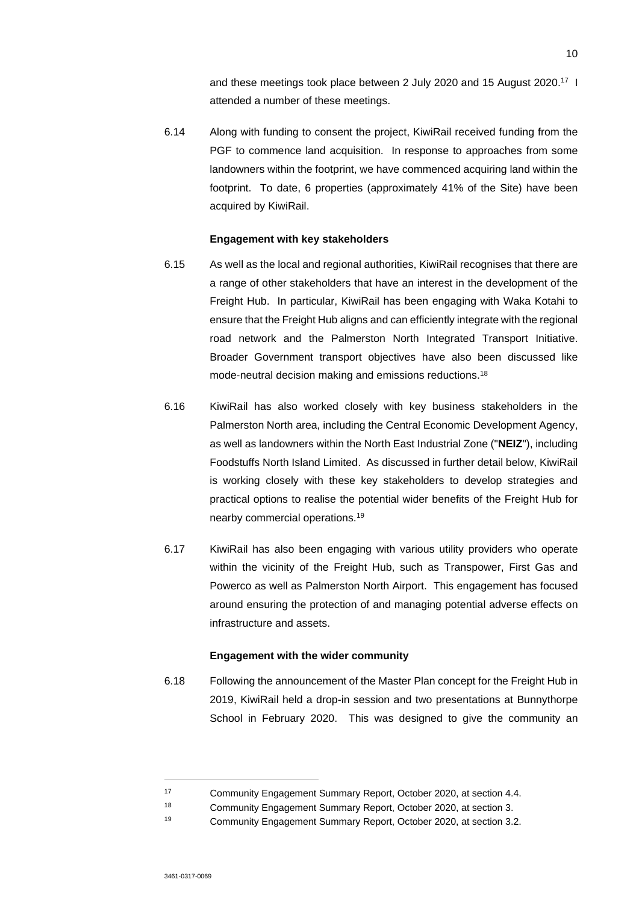and these meetings took place between 2 July 2020 and 15 August 2020.[17] I attended a number of these meetings.

6.14 Along with funding to consent the project, KiwiRail received funding from the PGF to commence land acquisition. In response to approaches from some landowners within the footprint, we have commenced acquiring land within the footprint. To date, 6 properties (approximately 41% of the Site) have been acquired by KiwiRail.

**Engagement with key stakeholders**

6.15 As well as the local and regional authorities, KiwiRail recognises that there are a range of other stakeholders that have an interest in the development of the Freight Hub. In particular, KiwiRail has been engaging with Waka Kotahi to ensure that the Freight Hub aligns and can efficiently integrate with the regional road network and the Palmerston North Integrated Transport Initiative. Broader Government transport objectives have also been discussed like mode-neutral decision making and emissions reductions.[18]

6.16 KiwiRail has also worked closely with key business stakeholders in the Palmerston North area, including the Central Economic Development Agency, as well as landowners within the North East Industrial Zone ("**NEIZ**"), including Foodstuffs North Island Limited. As discussed in further detail below, KiwiRail is working closely with these key stakeholders to develop strategies and practical options to realise the potential wider benefits of the Freight Hub for nearby commercial operations.[19]

6.17 KiwiRail has also been engaging with various utility providers who operate within the vicinity of the Freight Hub, such as Transpower, First Gas and Powerco as well as Palmerston North Airport. This engagement has focused around ensuring the protection of and managing potential adverse effects on infrastructure and assets.

**Engagement with the wider community**

6.18 Following the announcement of the Master Plan concept for the Freight Hub in 2019, KiwiRail held a drop-in session and two presentations at Bunnythorpe School in February 2020. This was designed to give the community an

---

[17] Community Engagement Summary Report, October 2020, at section 4.4.

[18] Community Engagement Summary Report, October 2020, at section 3.

[19] Community Engagement Summary Report, October 2020, at section 3.2.

3461-0317-0069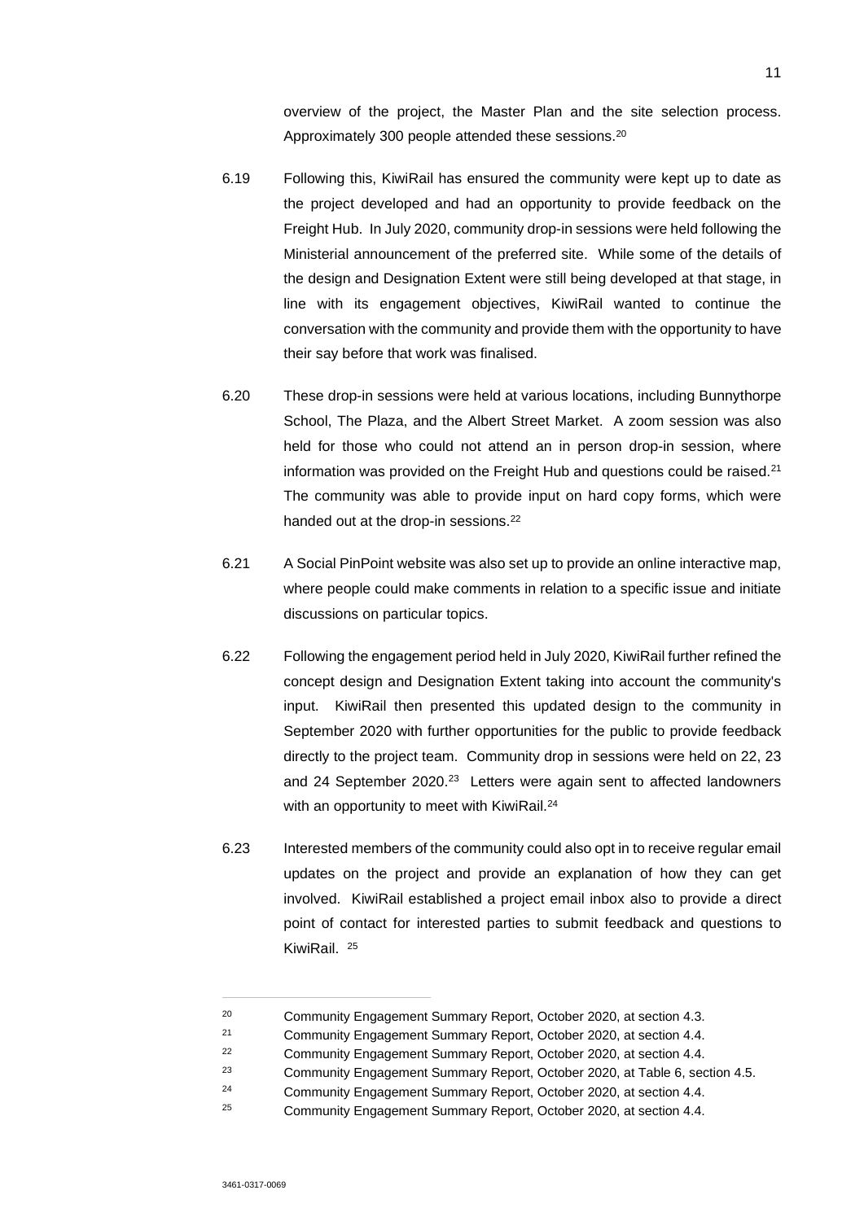overview of the project, the Master Plan and the site selection process. Approximately 300 people attended these sessions.[20]

6.19 Following this, KiwiRail has ensured the community were kept up to date as the project developed and had an opportunity to provide feedback on the Freight Hub. In July 2020, community drop-in sessions were held following the Ministerial announcement of the preferred site. While some of the details of the design and Designation Extent were still being developed at that stage, in line with its engagement objectives, KiwiRail wanted to continue the conversation with the community and provide them with the opportunity to have their say before that work was finalised.

6.20 These drop-in sessions were held at various locations, including Bunnythorpe School, The Plaza, and the Albert Street Market. A zoom session was also held for those who could not attend an in person drop-in session, where information was provided on the Freight Hub and questions could be raised.[21] The community was able to provide input on hard copy forms, which were handed out at the drop-in sessions.[22]

6.21 A Social PinPoint website was also set up to provide an online interactive map, where people could make comments in relation to a specific issue and initiate discussions on particular topics.

6.22 Following the engagement period held in July 2020, KiwiRail further refined the concept design and Designation Extent taking into account the community's input. KiwiRail then presented this updated design to the community in September 2020 with further opportunities for the public to provide feedback directly to the project team. Community drop in sessions were held on 22, 23 and 24 September 2020.[23] Letters were again sent to affected landowners with an opportunity to meet with KiwiRail.[24]

6.23 Interested members of the community could also opt in to receive regular email updates on the project and provide an explanation of how they can get involved. KiwiRail established a project email inbox also to provide a direct point of contact for interested parties to submit feedback and questions to KiwiRail. [25]

---

[20] Community Engagement Summary Report, October 2020, at section 4.3.

[21] Community Engagement Summary Report, October 2020, at section 4.4.

[22] Community Engagement Summary Report, October 2020, at section 4.4.

[23] Community Engagement Summary Report, October 2020, at Table 6, section 4.5.

[24] Community Engagement Summary Report, October 2020, at section 4.4.

[25] Community Engagement Summary Report, October 2020, at section 4.4.

3461-0317-0069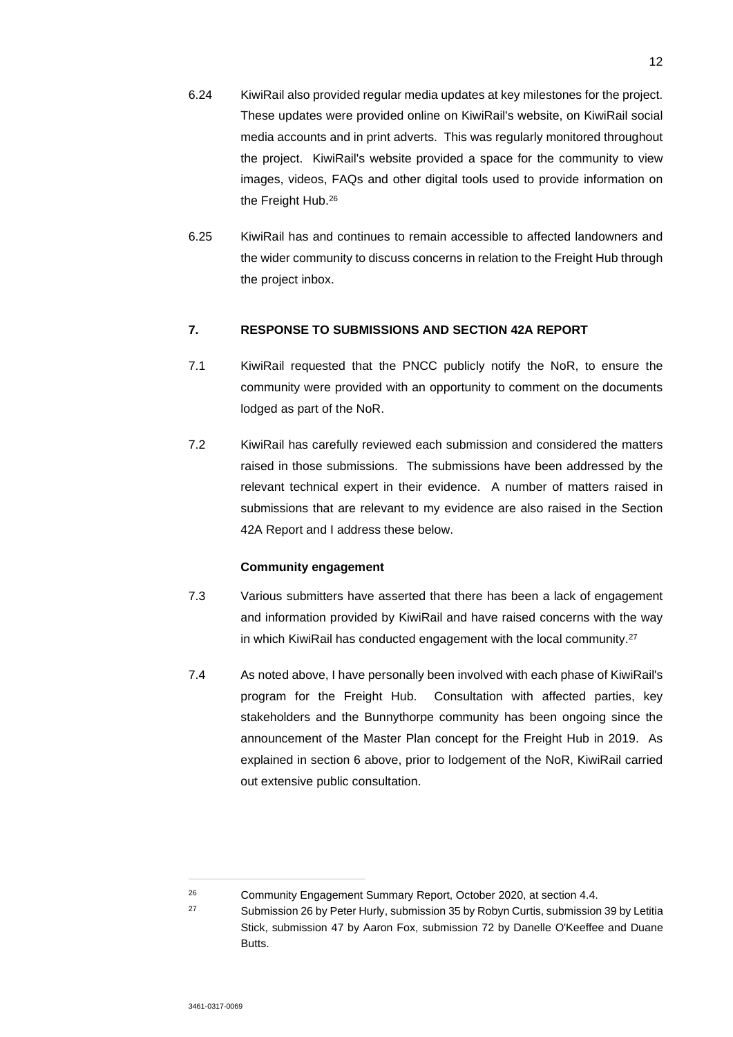6.24 KiwiRail also provided regular media updates at key milestones for the project. These updates were provided online on KiwiRail's website, on KiwiRail social media accounts and in print adverts. This was regularly monitored throughout the project. KiwiRail's website provided a space for the community to view images, videos, FAQs and other digital tools used to provide information on the Freight Hub.[26]

6.25 KiwiRail has and continues to remain accessible to affected landowners and the wider community to discuss concerns in relation to the Freight Hub through the project inbox.

## 7. RESPONSE TO SUBMISSIONS AND SECTION 42A REPORT

7.1 KiwiRail requested that the PNCC publicly notify the NoR, to ensure the community were provided with an opportunity to comment on the documents lodged as part of the NoR.

7.2 KiwiRail has carefully reviewed each submission and considered the matters raised in those submissions. The submissions have been addressed by the relevant technical expert in their evidence. A number of matters raised in submissions that are relevant to my evidence are also raised in the Section 42A Report and I address these below.

### Community engagement

7.3 Various submitters have asserted that there has been a lack of engagement and information provided by KiwiRail and have raised concerns with the way in which KiwiRail has conducted engagement with the local community.[27]

7.4 As noted above, I have personally been involved with each phase of KiwiRail's program for the Freight Hub. Consultation with affected parties, key stakeholders and the Bunnythorpe community has been ongoing since the announcement of the Master Plan concept for the Freight Hub in 2019. As explained in section 6 above, prior to lodgement of the NoR, KiwiRail carried out extensive public consultation.

---

[26] Community Engagement Summary Report, October 2020, at section 4.4.

[27] Submission 26 by Peter Hurly, submission 35 by Robyn Curtis, submission 39 by Letitia Stick, submission 47 by Aaron Fox, submission 72 by Danelle O'Keeffee and Duane Butts.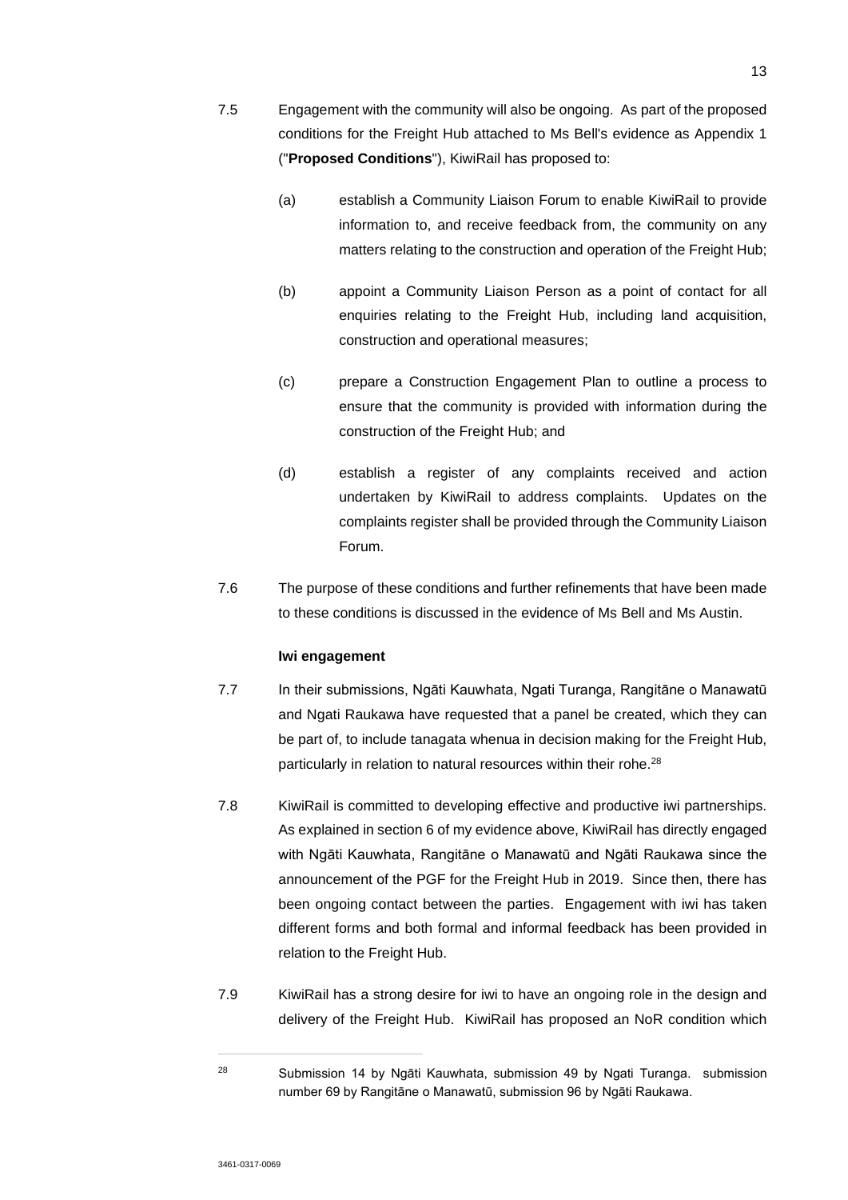7.5 Engagement with the community will also be ongoing. As part of the proposed conditions for the Freight Hub attached to Ms Bell's evidence as Appendix 1 ("**Proposed Conditions**"), KiwiRail has proposed to:

(a) establish a Community Liaison Forum to enable KiwiRail to provide information to, and receive feedback from, the community on any matters relating to the construction and operation of the Freight Hub;

(b) appoint a Community Liaison Person as a point of contact for all enquiries relating to the Freight Hub, including land acquisition, construction and operational measures;

(c) prepare a Construction Engagement Plan to outline a process to ensure that the community is provided with information during the construction of the Freight Hub; and

(d) establish a register of any complaints received and action undertaken by KiwiRail to address complaints. Updates on the complaints register shall be provided through the Community Liaison Forum.

7.6 The purpose of these conditions and further refinements that have been made to these conditions is discussed in the evidence of Ms Bell and Ms Austin.

**Iwi engagement**

7.7 In their submissions, Ngāti Kauwhata, Ngati Turanga, Rangitāne o Manawatū and Ngati Raukawa have requested that a panel be created, which they can be part of, to include tanagata whenua in decision making for the Freight Hub, particularly in relation to natural resources within their rohe.[28]

7.8 KiwiRail is committed to developing effective and productive iwi partnerships. As explained in section 6 of my evidence above, KiwiRail has directly engaged with Ngāti Kauwhata, Rangitāne o Manawatū and Ngāti Raukawa since the announcement of the PGF for the Freight Hub in 2019. Since then, there has been ongoing contact between the parties. Engagement with iwi has taken different forms and both formal and informal feedback has been provided in relation to the Freight Hub.

7.9 KiwiRail has a strong desire for iwi to have an ongoing role in the design and delivery of the Freight Hub. KiwiRail has proposed an NoR condition which

[28] Submission 14 by Ngāti Kauwhata, submission 49 by Ngati Turanga. submission number 69 by Rangitāne o Manawatū, submission 96 by Ngāti Raukawa.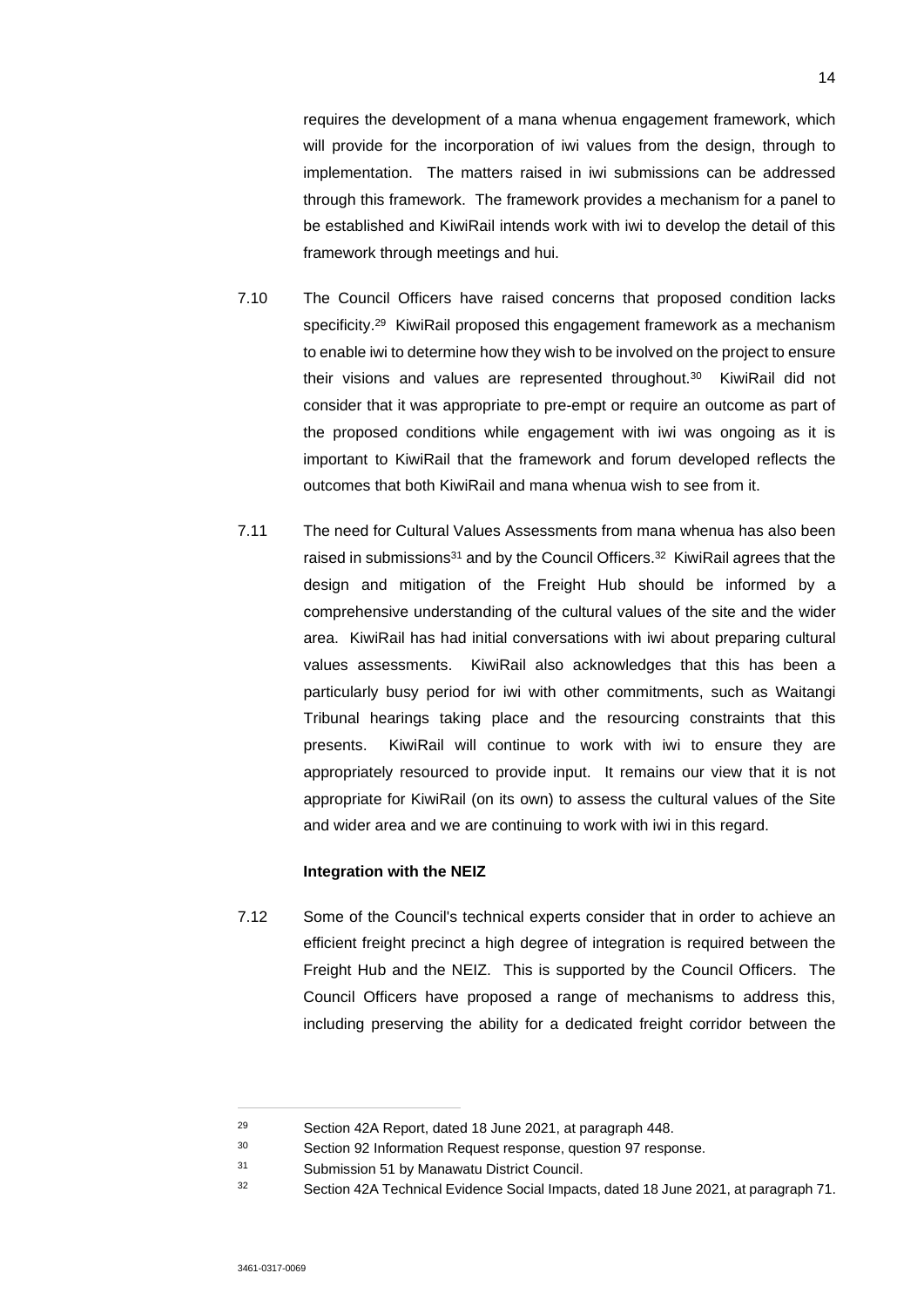requires the development of a mana whenua engagement framework, which will provide for the incorporation of iwi values from the design, through to implementation. The matters raised in iwi submissions can be addressed through this framework. The framework provides a mechanism for a panel to be established and KiwiRail intends work with iwi to develop the detail of this framework through meetings and hui.

7.10 The Council Officers have raised concerns that proposed condition lacks specificity.[29] KiwiRail proposed this engagement framework as a mechanism to enable iwi to determine how they wish to be involved on the project to ensure their visions and values are represented throughout.[30] KiwiRail did not consider that it was appropriate to pre-empt or require an outcome as part of the proposed conditions while engagement with iwi was ongoing as it is important to KiwiRail that the framework and forum developed reflects the outcomes that both KiwiRail and mana whenua wish to see from it.

7.11 The need for Cultural Values Assessments from mana whenua has also been raised in submissions[31] and by the Council Officers.[32] KiwiRail agrees that the design and mitigation of the Freight Hub should be informed by a comprehensive understanding of the cultural values of the site and the wider area. KiwiRail has had initial conversations with iwi about preparing cultural values assessments. KiwiRail also acknowledges that this has been a particularly busy period for iwi with other commitments, such as Waitangi Tribunal hearings taking place and the resourcing constraints that this presents. KiwiRail will continue to work with iwi to ensure they are appropriately resourced to provide input. It remains our view that it is not appropriate for KiwiRail (on its own) to assess the cultural values of the Site and wider area and we are continuing to work with iwi in this regard.

**Integration with the NEIZ**

7.12 Some of the Council's technical experts consider that in order to achieve an efficient freight precinct a high degree of integration is required between the Freight Hub and the NEIZ. This is supported by the Council Officers. The Council Officers have proposed a range of mechanisms to address this, including preserving the ability for a dedicated freight corridor between the

---

[29] Section 42A Report, dated 18 June 2021, at paragraph 448.

[30] Section 92 Information Request response, question 97 response.

[31] Submission 51 by Manawatu District Council.

[32] Section 42A Technical Evidence Social Impacts, dated 18 June 2021, at paragraph 71.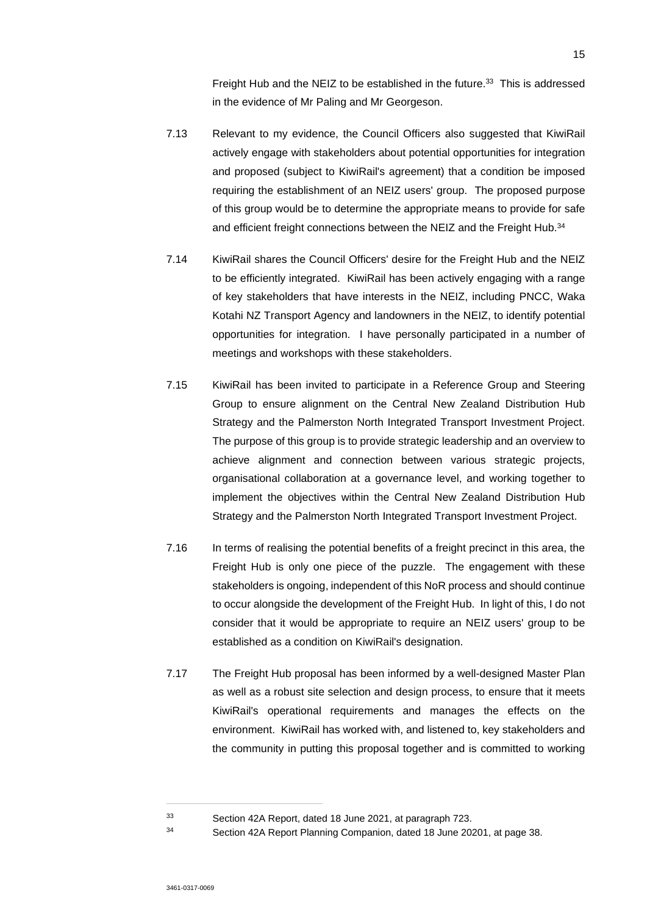Freight Hub and the NEIZ to be established in the future.[33] This is addressed in the evidence of Mr Paling and Mr Georgeson.

7.13 Relevant to my evidence, the Council Officers also suggested that KiwiRail actively engage with stakeholders about potential opportunities for integration and proposed (subject to KiwiRail's agreement) that a condition be imposed requiring the establishment of an NEIZ users' group. The proposed purpose of this group would be to determine the appropriate means to provide for safe and efficient freight connections between the NEIZ and the Freight Hub.[34]

7.14 KiwiRail shares the Council Officers' desire for the Freight Hub and the NEIZ to be efficiently integrated. KiwiRail has been actively engaging with a range of key stakeholders that have interests in the NEIZ, including PNCC, Waka Kotahi NZ Transport Agency and landowners in the NEIZ, to identify potential opportunities for integration. I have personally participated in a number of meetings and workshops with these stakeholders.

7.15 KiwiRail has been invited to participate in a Reference Group and Steering Group to ensure alignment on the Central New Zealand Distribution Hub Strategy and the Palmerston North Integrated Transport Investment Project. The purpose of this group is to provide strategic leadership and an overview to achieve alignment and connection between various strategic projects, organisational collaboration at a governance level, and working together to implement the objectives within the Central New Zealand Distribution Hub Strategy and the Palmerston North Integrated Transport Investment Project.

7.16 In terms of realising the potential benefits of a freight precinct in this area, the Freight Hub is only one piece of the puzzle. The engagement with these stakeholders is ongoing, independent of this NoR process and should continue to occur alongside the development of the Freight Hub. In light of this, I do not consider that it would be appropriate to require an NEIZ users' group to be established as a condition on KiwiRail's designation.

7.17 The Freight Hub proposal has been informed by a well-designed Master Plan as well as a robust site selection and design process, to ensure that it meets KiwiRail's operational requirements and manages the effects on the environment. KiwiRail has worked with, and listened to, key stakeholders and the community in putting this proposal together and is committed to working

---

[33] Section 42A Report, dated 18 June 2021, at paragraph 723.

[34] Section 42A Report Planning Companion, dated 18 June 20201, at page 38.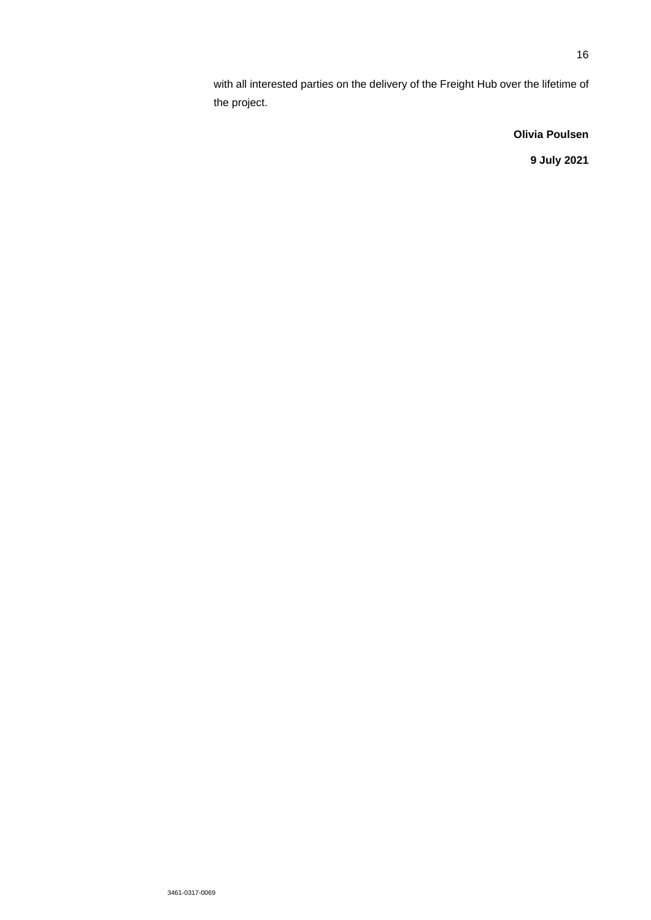with all interested parties on the delivery of the Freight Hub over the lifetime of the project.

**Olivia Poulsen**

**9 July 2021**

3461-0317-0069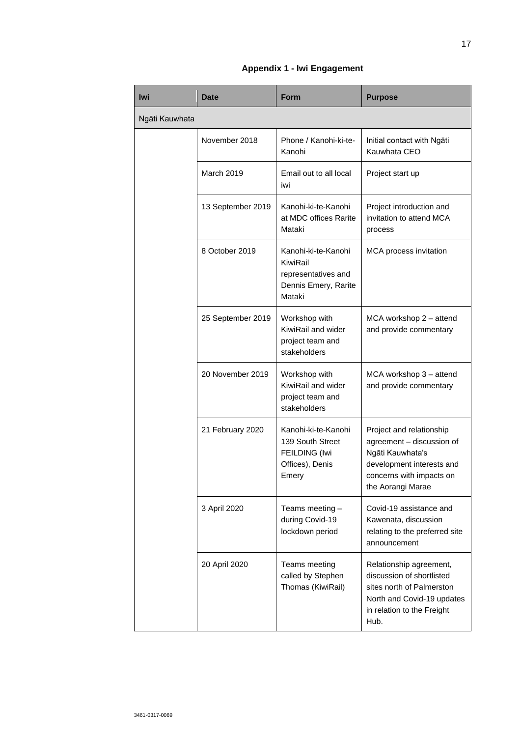**Appendix 1 - Iwi Engagement**

| Iwi | Date | Form | Purpose |
| --- | --- | --- | --- |
| Ngāti Kauwhata | | | |
| | November 2018 | Phone / Kanohi-ki-te-Kanohi | Initial contact with Ngāti Kauwhata CEO |
| | March 2019 | Email out to all local iwi | Project start up |
| | 13 September 2019 | Kanohi-ki-te-Kanohi at MDC offices Rarite Mataki | Project introduction and invitation to attend MCA process |
| | 8 October 2019 | Kanohi-ki-te-Kanohi KiwiRail representatives and Dennis Emery, Rarite Mataki | MCA process invitation |
| | 25 September 2019 | Workshop with KiwiRail and wider project team and stakeholders | MCA workshop 2 – attend and provide commentary |
| | 20 November 2019 | Workshop with KiwiRail and wider project team and stakeholders | MCA workshop 3 – attend and provide commentary |
| | 21 February 2020 | Kanohi-ki-te-Kanohi 139 South Street FEILDING (Iwi Offices), Denis Emery | Project and relationship agreement – discussion of Ngāti Kauwhata's development interests and concerns with impacts on the Aorangi Marae |
| | 3 April 2020 | Teams meeting – during Covid-19 lockdown period | Covid-19 assistance and Kawenata, discussion relating to the preferred site announcement |
| | 20 April 2020 | Teams meeting called by Stephen Thomas (KiwiRail) | Relationship agreement, discussion of shortlisted sites north of Palmerston North and Covid-19 updates in relation to the Freight Hub. |

3461-0317-0069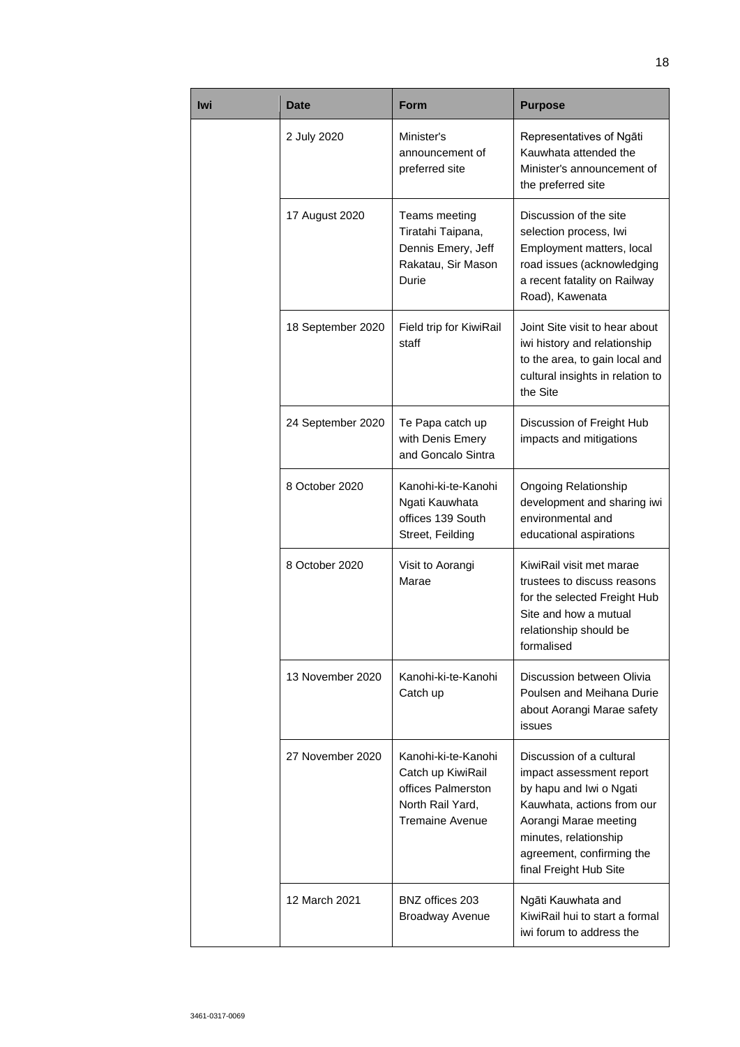| Iwi | Date | Form | Purpose |
|---|---|---|---|
| | 2 July 2020 | Minister's announcement of preferred site | Representatives of Ngāti Kauwhata attended the Minister's announcement of the preferred site |
| | 17 August 2020 | Teams meeting Tiratahi Taipana, Dennis Emery, Jeff Rakatau, Sir Mason Durie | Discussion of the site selection process, Iwi Employment matters, local road issues (acknowledging a recent fatality on Railway Road), Kawenata |
| | 18 September 2020 | Field trip for KiwiRail staff | Joint Site visit to hear about iwi history and relationship to the area, to gain local and cultural insights in relation to the Site |
| | 24 September 2020 | Te Papa catch up with Denis Emery and Goncalo Sintra | Discussion of Freight Hub impacts and mitigations |
| | 8 October 2020 | Kanohi-ki-te-Kanohi Ngati Kauwhata offices 139 South Street, Feilding | Ongoing Relationship development and sharing iwi environmental and educational aspirations |
| | 8 October 2020 | Visit to Aorangi Marae | KiwiRail visit met marae trustees to discuss reasons for the selected Freight Hub Site and how a mutual relationship should be formalised |
| | 13 November 2020 | Kanohi-ki-te-Kanohi Catch up | Discussion between Olivia Poulsen and Meihana Durie about Aorangi Marae safety issues |
| | 27 November 2020 | Kanohi-ki-te-Kanohi Catch up KiwiRail offices Palmerston North Rail Yard, Tremaine Avenue | Discussion of a cultural impact assessment report by hapu and Iwi o Ngati Kauwhata, actions from our Aorangi Marae meeting minutes, relationship agreement, confirming the final Freight Hub Site |
| | 12 March 2021 | BNZ offices 203 Broadway Avenue | Ngāti Kauwhata and KiwiRail hui to start a formal iwi forum to address the |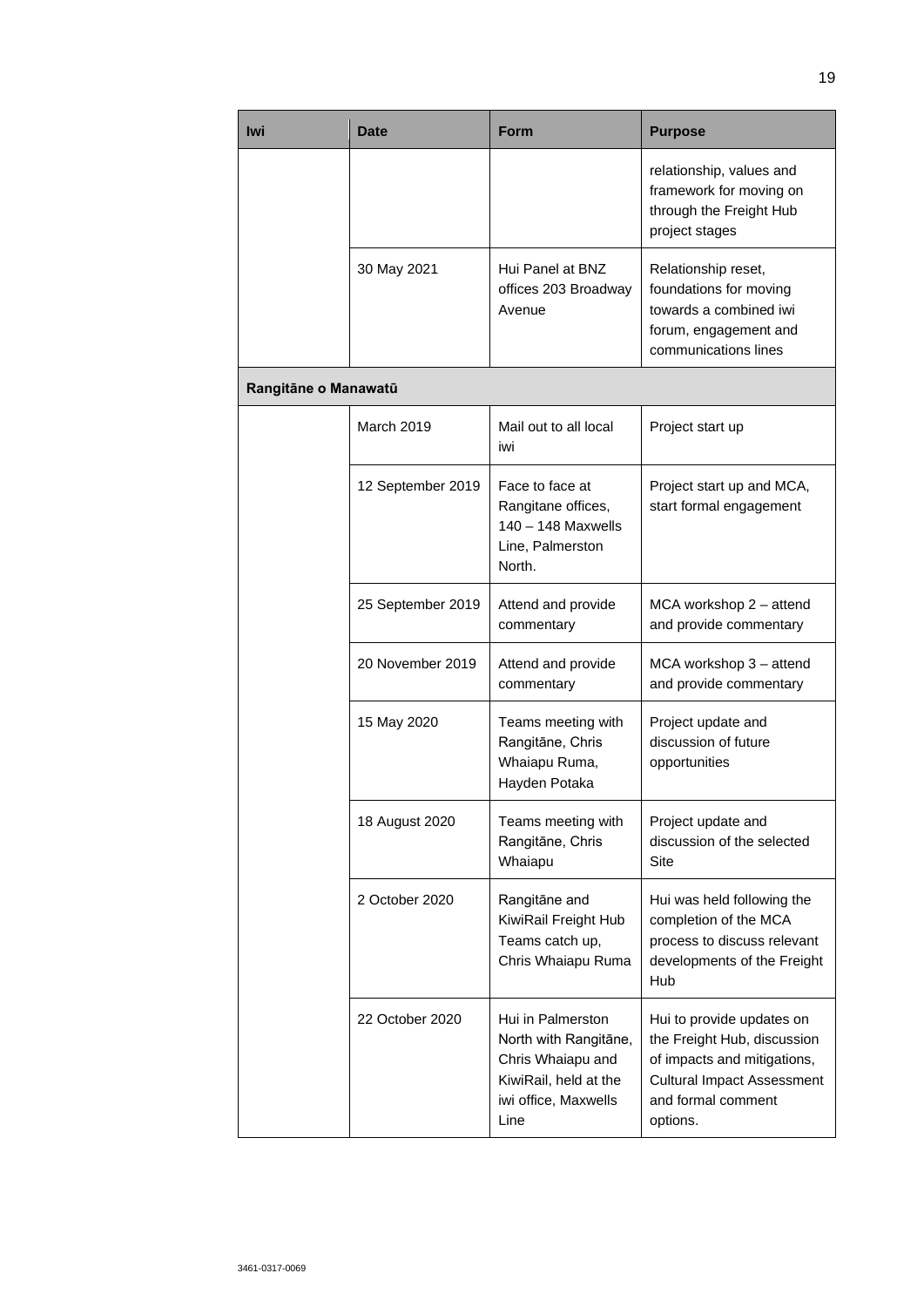| Iwi | Date | Form | Purpose |
|---|---|---|---|
| | | | relationship, values and framework for moving on through the Freight Hub project stages |
| | 30 May 2021 | Hui Panel at BNZ offices 203 Broadway Avenue | Relationship reset, foundations for moving towards a combined iwi forum, engagement and communications lines |
| **Rangitāne o Manawatū** | | | |
| | March 2019 | Mail out to all local iwi | Project start up |
| | 12 September 2019 | Face to face at Rangitane offices, 140 – 148 Maxwells Line, Palmerston North. | Project start up and MCA, start formal engagement |
| | 25 September 2019 | Attend and provide commentary | MCA workshop 2 – attend and provide commentary |
| | 20 November 2019 | Attend and provide commentary | MCA workshop 3 – attend and provide commentary |
| | 15 May 2020 | Teams meeting with Rangitāne, Chris Whaiapu Ruma, Hayden Potaka | Project update and discussion of future opportunities |
| | 18 August 2020 | Teams meeting with Rangitāne, Chris Whaiapu | Project update and discussion of the selected Site |
| | 2 October 2020 | Rangitāne and KiwiRail Freight Hub Teams catch up, Chris Whaiapu Ruma | Hui was held following the completion of the MCA process to discuss relevant developments of the Freight Hub |
| | 22 October 2020 | Hui in Palmerston North with Rangitāne, Chris Whaiapu and KiwiRail, held at the iwi office, Maxwells Line | Hui to provide updates on the Freight Hub, discussion of impacts and mitigations, Cultural Impact Assessment and formal comment options. |

3461-0317-0069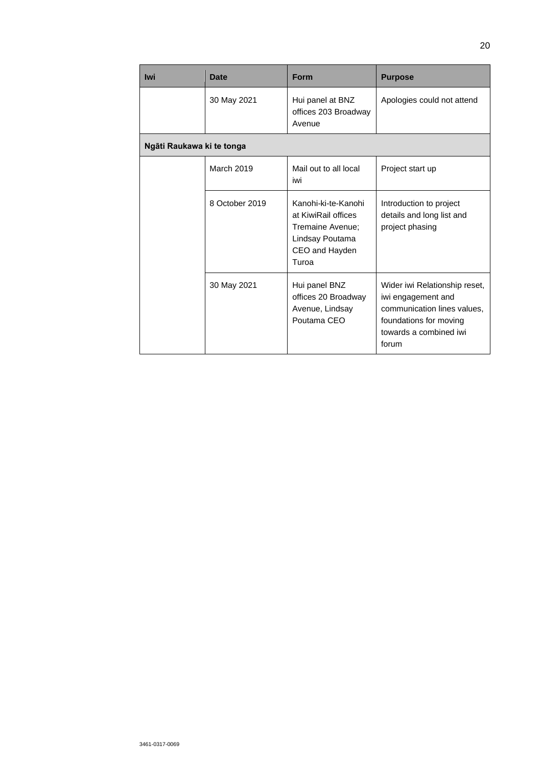| Iwi | Date | Form | Purpose |
|---|---|---|---|
| | 30 May 2021 | Hui panel at BNZ offices 203 Broadway Avenue | Apologies could not attend |
| **Ngāti Raukawa ki te tonga** | | | |
| | March 2019 | Mail out to all local iwi | Project start up |
| | 8 October 2019 | Kanohi-ki-te-Kanohi at KiwiRail offices Tremaine Avenue; Lindsay Poutama CEO and Hayden Turoa | Introduction to project details and long list and project phasing |
| | 30 May 2021 | Hui panel BNZ offices 20 Broadway Avenue, Lindsay Poutama CEO | Wider iwi Relationship reset, iwi engagement and communication lines values, foundations for moving towards a combined iwi forum |

3461-0317-0069